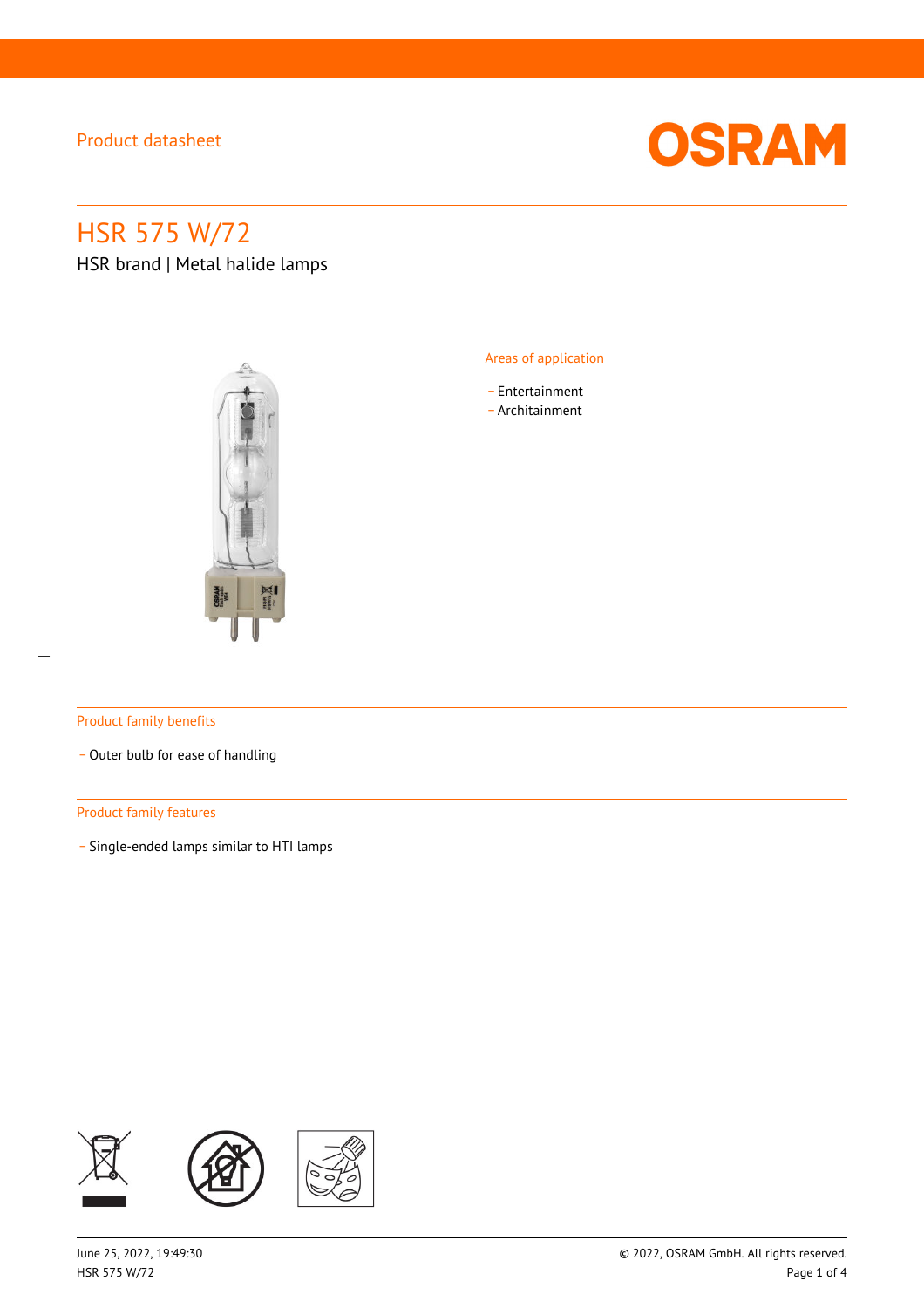Product datasheet

# HSR 575 W/72

HSR brand | Metal halide lamps

## Areas of application

- Entertainment
- Architainment

## Product family benefits

- Outer bulb for ease of handling

## Product family features

- Single-ended lamps similar to HTI lamps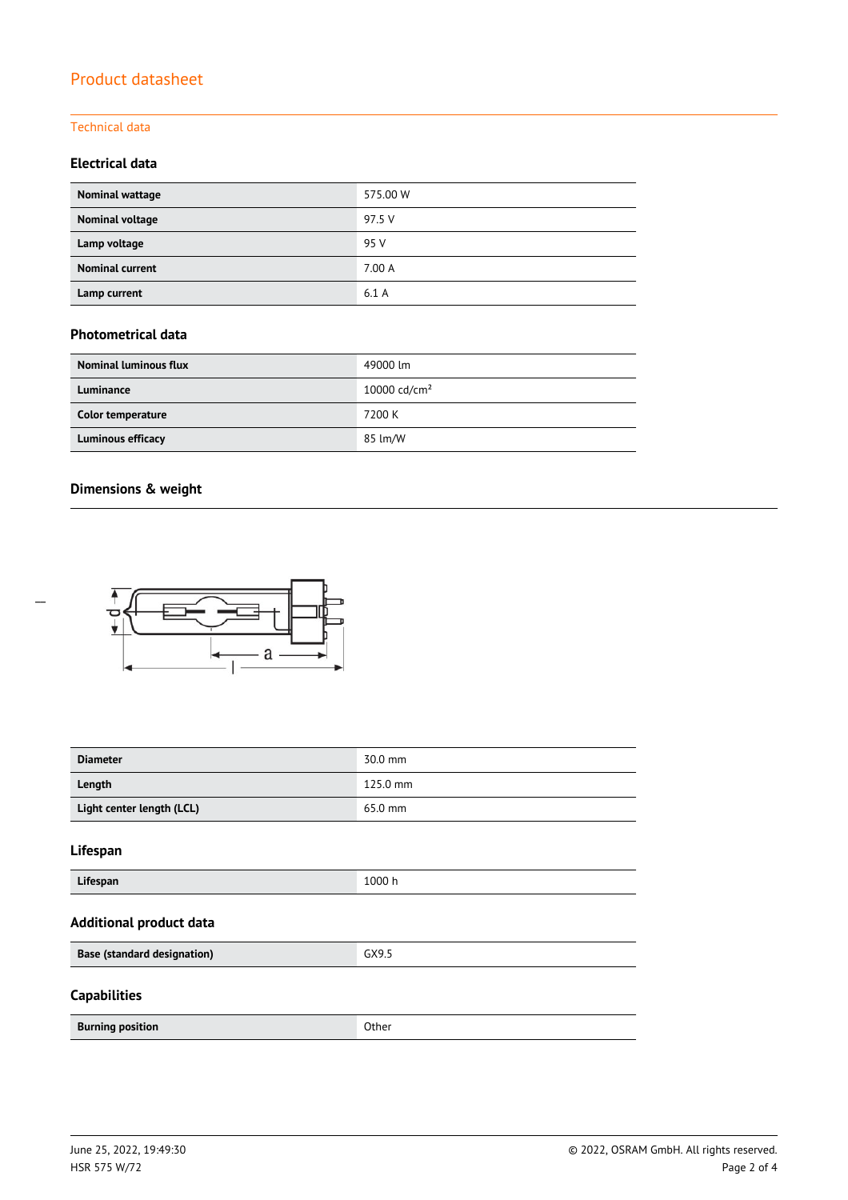Product datasheet

Technical data

### Electrical data

| | |
|---|---|
| **Nominal wattage** | 575.00 W |
| **Nominal voltage** | 97.5 V |
| **Lamp voltage** | 95 V |
| **Nominal current** | 7.00 A |
| **Lamp current** | 6.1 A |

### Photometrical data

| | |
|---|---|
| **Nominal luminous flux** | 49000 lm |
| **Luminance** | 10000 cd/cm² |
| **Color temperature** | 7200 K |
| **Luminous efficacy** | 85 lm/W |

### Dimensions & weight

| | |
|---|---|
| **Diameter** | 30.0 mm |
| **Length** | 125.0 mm |
| **Light center length (LCL)** | 65.0 mm |

### Lifespan

| | |
|---|---|
| **Lifespan** | 1000 h |

### Additional product data

| | |
|---|---|
| **Base (standard designation)** | GX9.5 |

### Capabilities

| | |
|---|---|
| **Burning position** | Other |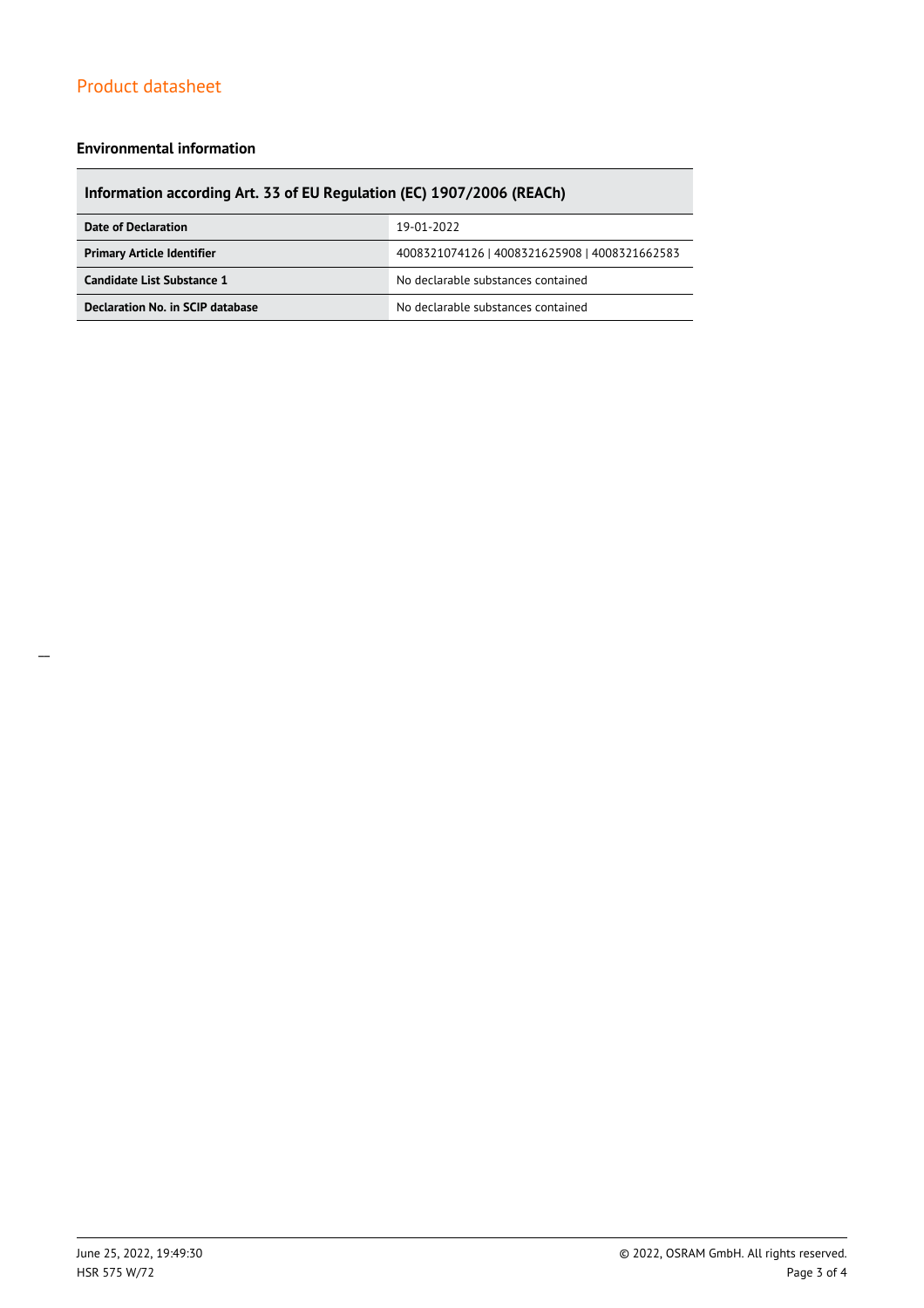## Environmental information

| Information according Art. 33 of EU Regulation (EC) 1907/2006 (REACh) | |
|---|---|
| **Date of Declaration** | 19-01-2022 |
| **Primary Article Identifier** | 4008321074126 \| 4008321625908 \| 4008321662583 |
| **Candidate List Substance 1** | No declarable substances contained |
| **Declaration No. in SCIP database** | No declarable substances contained |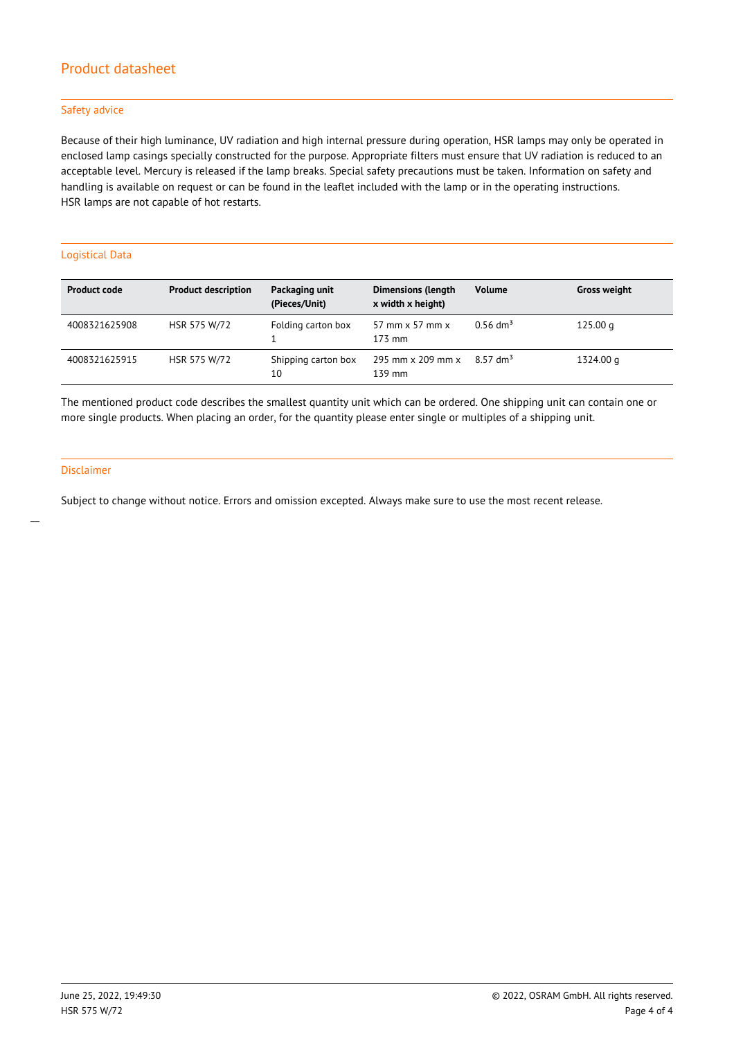# Product datasheet

## Safety advice

Because of their high luminance, UV radiation and high internal pressure during operation, HSR lamps may only be operated in enclosed lamp casings specially constructed for the purpose. Appropriate filters must ensure that UV radiation is reduced to an acceptable level. Mercury is released if the lamp breaks. Special safety precautions must be taken. Information on safety and handling is available on request or can be found in the leaflet included with the lamp or in the operating instructions.
HSR lamps are not capable of hot restarts.

## Logistical Data

| Product code | Product description | Packaging unit (Pieces/Unit) | Dimensions (length x width x height) | Volume | Gross weight |
|---|---|---|---|---|---|
| 4008321625908 | HSR 575 W/72 | Folding carton box 1 | 57 mm x 57 mm x 173 mm | 0.56 $dm^3$ | 125.00 g |
| 4008321625915 | HSR 575 W/72 | Shipping carton box 10 | 295 mm x 209 mm x 139 mm | 8.57 $dm^3$ | 1324.00 g |

The mentioned product code describes the smallest quantity unit which can be ordered. One shipping unit can contain one or more single products. When placing an order, for the quantity please enter single or multiples of a shipping unit.

## Disclaimer

Subject to change without notice. Errors and omission excepted. Always make sure to use the most recent release.